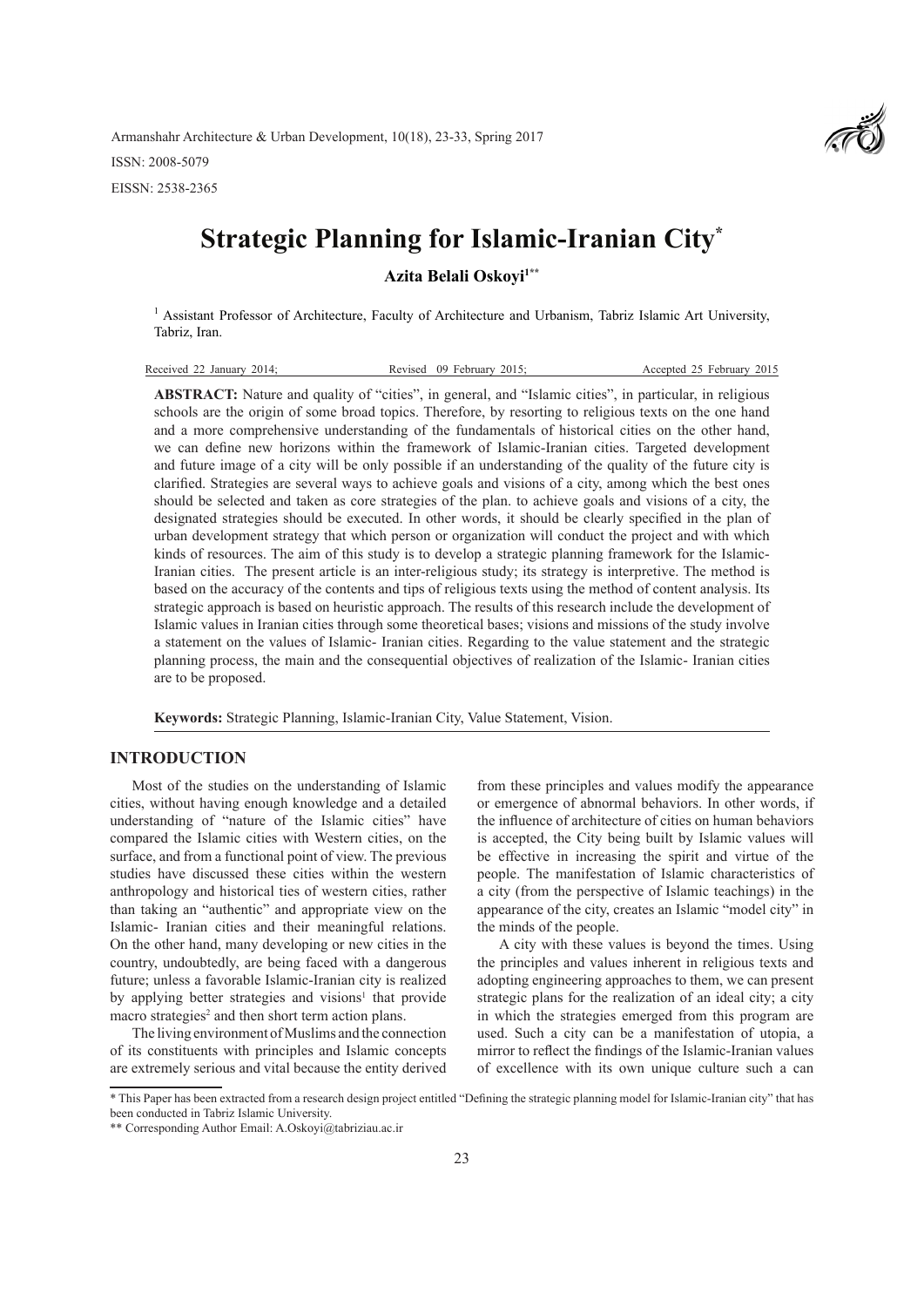Armanshahr Architecture & Urban Development, 10(18), 23-33, Spring 2017

ISSN: 2008-5079

EISSN: 2538-2365

# Strategic Planning for Islamic-Iranian City*

**Azita Belali Oskoyi[1]****

[1] Assistant Professor of Architecture, Faculty of Architecture and Urbanism, Tabriz Islamic Art University, Tabriz, Iran.

Received 22 January 2014; Revised 09 February 2015; Accepted 25 February 2015

**ABSTRACT:** Nature and quality of "cities", in general, and "Islamic cities", in particular, in religious schools are the origin of some broad topics. Therefore, by resorting to religious texts on the one hand and a more comprehensive understanding of the fundamentals of historical cities on the other hand, we can define new horizons within the framework of Islamic-Iranian cities. Targeted development and future image of a city will be only possible if an understanding of the quality of the future city is clarified. Strategies are several ways to achieve goals and visions of a city, among which the best ones should be selected and taken as core strategies of the plan. to achieve goals and visions of a city, the designated strategies should be executed. In other words, it should be clearly specified in the plan of urban development strategy that which person or organization will conduct the project and with which kinds of resources. The aim of this study is to develop a strategic planning framework for the Islamic-Iranian cities. The present article is an inter-religious study; its strategy is interpretive. The method is based on the accuracy of the contents and tips of religious texts using the method of content analysis. Its strategic approach is based on heuristic approach. The results of this research include the development of Islamic values in Iranian cities through some theoretical bases; visions and missions of the study involve a statement on the values of Islamic- Iranian cities. Regarding to the value statement and the strategic planning process, the main and the consequential objectives of realization of the Islamic- Iranian cities are to be proposed.

**Keywords:** Strategic Planning, Islamic-Iranian City, Value Statement, Vision.

## INTRODUCTION

Most of the studies on the understanding of Islamic cities, without having enough knowledge and a detailed understanding of "nature of the Islamic cities" have compared the Islamic cities with Western cities, on the surface, and from a functional point of view. The previous studies have discussed these cities within the western anthropology and historical ties of western cities, rather than taking an "authentic" and appropriate view on the Islamic- Iranian cities and their meaningful relations. On the other hand, many developing or new cities in the country, undoubtedly, are being faced with a dangerous future; unless a favorable Islamic-Iranian city is realized by applying better strategies and visions[1] that provide macro strategies[2] and then short term action plans.

The living environment of Muslims and the connection of its constituents with principles and Islamic concepts are extremely serious and vital because the entity derived from these principles and values modify the appearance or emergence of abnormal behaviors. In other words, if the influence of architecture of cities on human behaviors is accepted, the City being built by Islamic values will be effective in increasing the spirit and virtue of the people. The manifestation of Islamic characteristics of a city (from the perspective of Islamic teachings) in the appearance of the city, creates an Islamic "model city" in the minds of the people.

A city with these values is beyond the times. Using the principles and values inherent in religious texts and adopting engineering approaches to them, we can present strategic plans for the realization of an ideal city; a city in which the strategies emerged from this program are used. Such a city can be a manifestation of utopia, a mirror to reflect the findings of the Islamic-Iranian values of excellence with its own unique culture such a can

---

* This Paper has been extracted from a research design project entitled "Defining the strategic planning model for Islamic-Iranian city" that has been conducted in Tabriz Islamic University.

** Corresponding Author Email: A.Oskoyi@tabriziau.ac.ir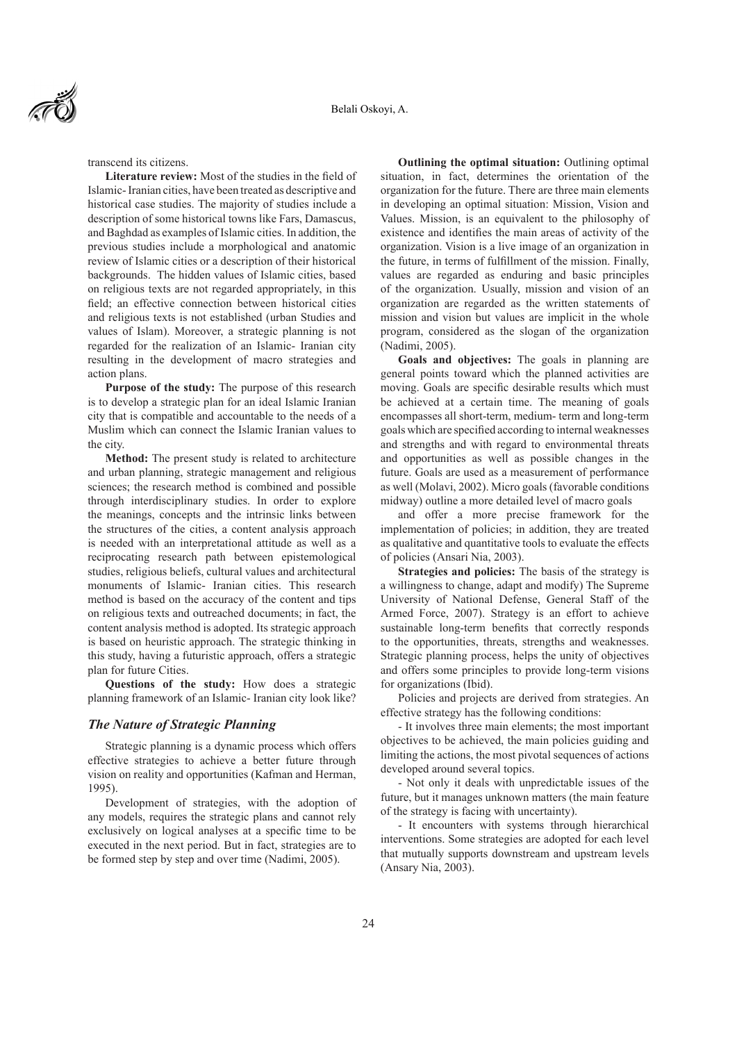transcend its citizens.

**Literature review:** Most of the studies in the field of Islamic- Iranian cities, have been treated as descriptive and historical case studies. The majority of studies include a description of some historical towns like Fars, Damascus, and Baghdad as examples of Islamic cities. In addition, the previous studies include a morphological and anatomic review of Islamic cities or a description of their historical backgrounds. The hidden values of Islamic cities, based on religious texts are not regarded appropriately, in this field; an effective connection between historical cities and religious texts is not established (urban Studies and values of Islam). Moreover, a strategic planning is not regarded for the realization of an Islamic- Iranian city resulting in the development of macro strategies and action plans.

**Purpose of the study:** The purpose of this research is to develop a strategic plan for an ideal Islamic Iranian city that is compatible and accountable to the needs of a Muslim which can connect the Islamic Iranian values to the city.

**Method:** The present study is related to architecture and urban planning, strategic management and religious sciences; the research method is combined and possible through interdisciplinary studies. In order to explore the meanings, concepts and the intrinsic links between the structures of the cities, a content analysis approach is needed with an interpretational attitude as well as a reciprocating research path between epistemological studies, religious beliefs, cultural values and architectural monuments of Islamic- Iranian cities. This research method is based on the accuracy of the content and tips on religious texts and outreached documents; in fact, the content analysis method is adopted. Its strategic approach is based on heuristic approach. The strategic thinking in this study, having a futuristic approach, offers a strategic plan for future Cities.

**Questions of the study:** How does a strategic planning framework of an Islamic- Iranian city look like?

## *The Nature of Strategic Planning*

Strategic planning is a dynamic process which offers effective strategies to achieve a better future through vision on reality and opportunities (Kafman and Herman, 1995).

Development of strategies, with the adoption of any models, requires the strategic plans and cannot rely exclusively on logical analyses at a specific time to be executed in the next period. But in fact, strategies are to be formed step by step and over time (Nadimi, 2005).

**Outlining the optimal situation:** Outlining optimal situation, in fact, determines the orientation of the organization for the future. There are three main elements in developing an optimal situation: Mission, Vision and Values. Mission, is an equivalent to the philosophy of existence and identifies the main areas of activity of the organization. Vision is a live image of an organization in the future, in terms of fulfillment of the mission. Finally, values are regarded as enduring and basic principles of the organization. Usually, mission and vision of an organization are regarded as the written statements of mission and vision but values are implicit in the whole program, considered as the slogan of the organization (Nadimi, 2005).

**Goals and objectives:** The goals in planning are general points toward which the planned activities are moving. Goals are specific desirable results which must be achieved at a certain time. The meaning of goals encompasses all short-term, medium- term and long-term goals which are specified according to internal weaknesses and strengths and with regard to environmental threats and opportunities as well as possible changes in the future. Goals are used as a measurement of performance as well (Molavi, 2002). Micro goals (favorable conditions midway) outline a more detailed level of macro goals

and offer a more precise framework for the implementation of policies; in addition, they are treated as qualitative and quantitative tools to evaluate the effects of policies (Ansari Nia, 2003).

**Strategies and policies:** The basis of the strategy is a willingness to change, adapt and modify) The Supreme University of National Defense, General Staff of the Armed Force, 2007). Strategy is an effort to achieve sustainable long-term benefits that correctly responds to the opportunities, threats, strengths and weaknesses. Strategic planning process, helps the unity of objectives and offers some principles to provide long-term visions for organizations (Ibid).

Policies and projects are derived from strategies. An effective strategy has the following conditions:

- It involves three main elements; the most important objectives to be achieved, the main policies guiding and limiting the actions, the most pivotal sequences of actions developed around several topics.

- Not only it deals with unpredictable issues of the future, but it manages unknown matters (the main feature of the strategy is facing with uncertainty).

- It encounters with systems through hierarchical interventions. Some strategies are adopted for each level that mutually supports downstream and upstream levels (Ansary Nia, 2003).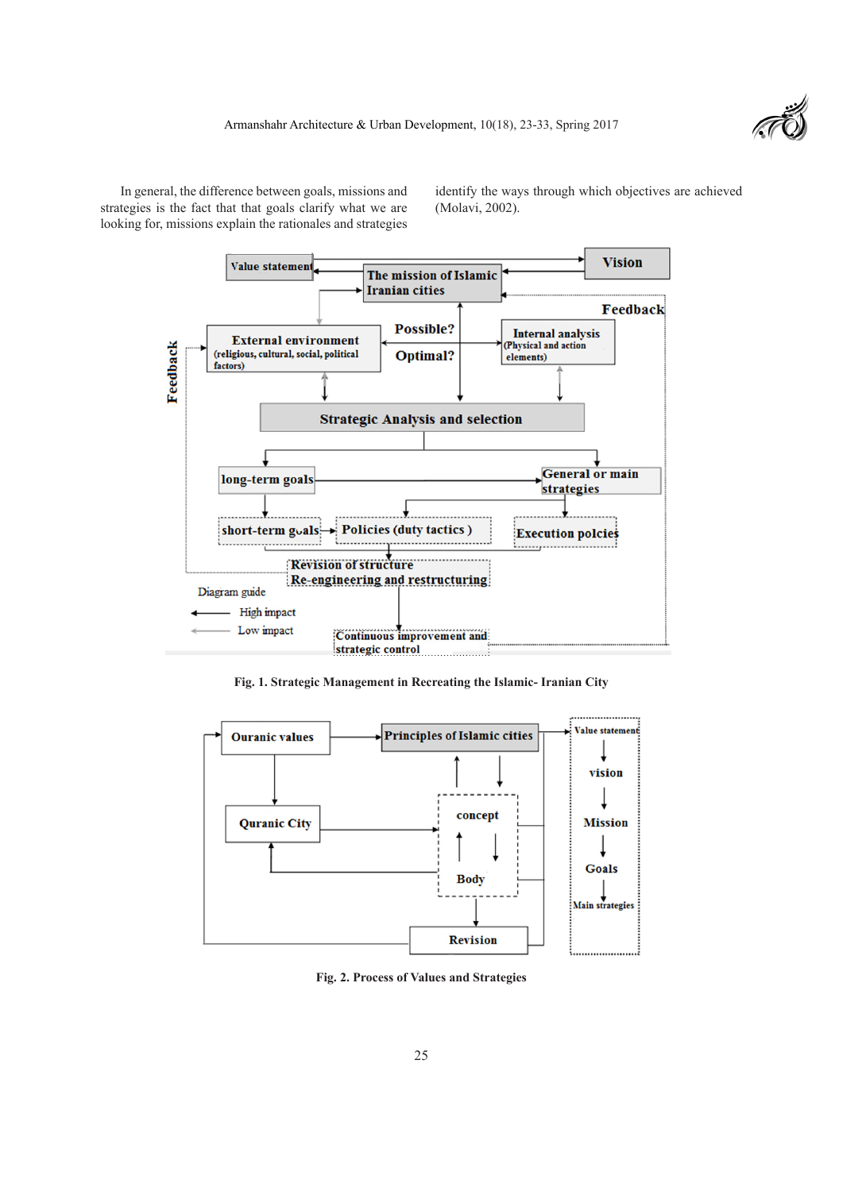In general, the difference between goals, missions and strategies is the fact that that goals clarify what we are looking for, missions explain the rationales and strategies identify the ways through which objectives are achieved (Molavi, 2002).

Fig. 1. Strategic Management in Recreating the Islamic- Iranian City

Fig. 2. Process of Values and Strategies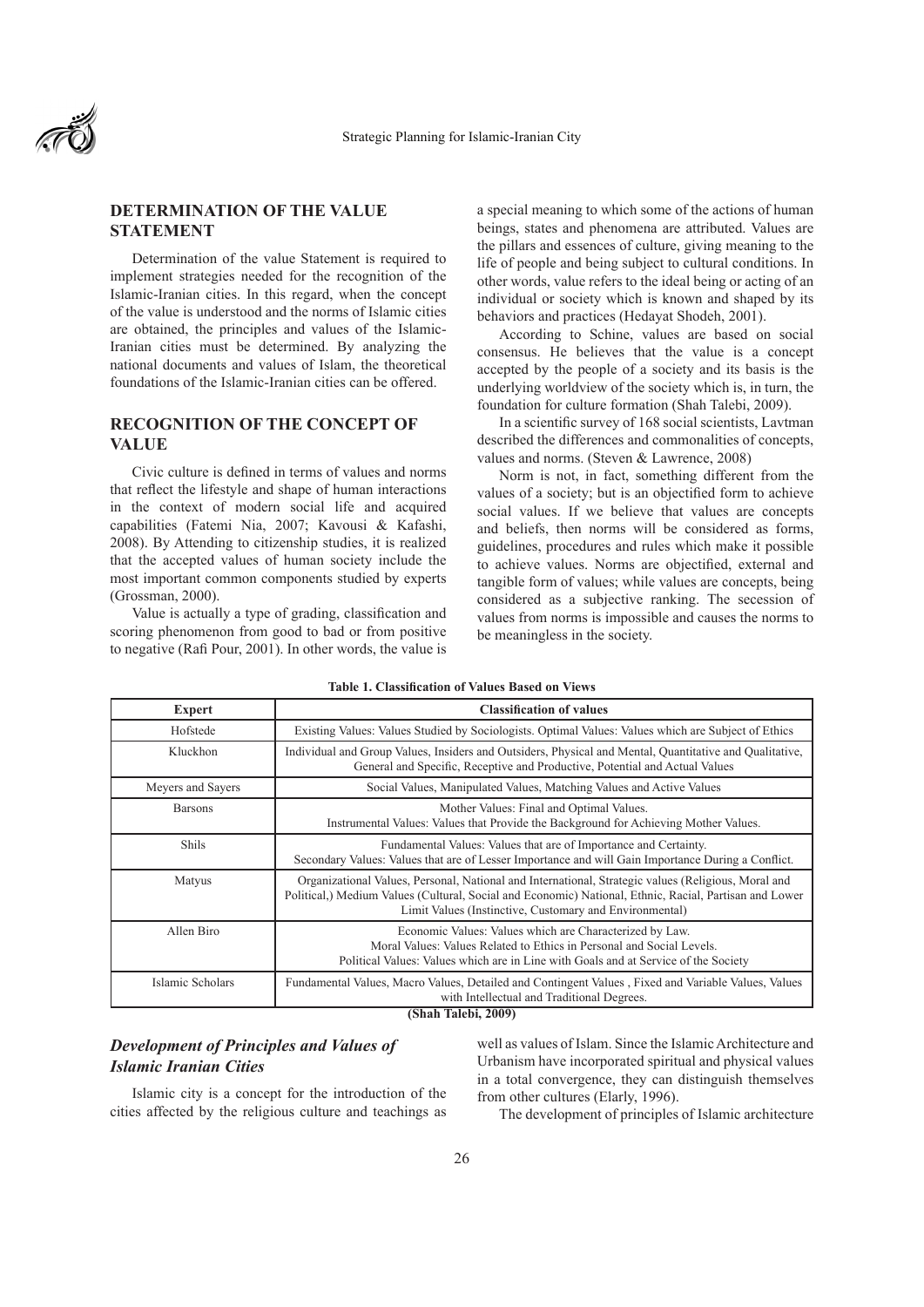## DETERMINATION OF THE VALUE STATEMENT

Determination of the value Statement is required to implement strategies needed for the recognition of the Islamic-Iranian cities. In this regard, when the concept of the value is understood and the norms of Islamic cities are obtained, the principles and values of the Islamic-Iranian cities must be determined. By analyzing the national documents and values of Islam, the theoretical foundations of the Islamic-Iranian cities can be offered.

## RECOGNITION OF THE CONCEPT OF VALUE

Civic culture is defined in terms of values and norms that reflect the lifestyle and shape of human interactions in the context of modern social life and acquired capabilities (Fatemi Nia, 2007; Kavousi & Kafashi, 2008). By Attending to citizenship studies, it is realized that the accepted values of human society include the most important common components studied by experts (Grossman, 2000).

Value is actually a type of grading, classification and scoring phenomenon from good to bad or from positive to negative (Rafi Pour, 2001). In other words, the value is a special meaning to which some of the actions of human beings, states and phenomena are attributed. Values are the pillars and essences of culture, giving meaning to the life of people and being subject to cultural conditions. In other words, value refers to the ideal being or acting of an individual or society which is known and shaped by its behaviors and practices (Hedayat Shodeh, 2001).

According to Schine, values are based on social consensus. He believes that the value is a concept accepted by the people of a society and its basis is the underlying worldview of the society which is, in turn, the foundation for culture formation (Shah Talebi, 2009).

In a scientific survey of 168 social scientists, Lavtman described the differences and commonalities of concepts, values and norms. (Steven & Lawrence, 2008)

Norm is not, in fact, something different from the values of a society; but is an objectified form to achieve social values. If we believe that values are concepts and beliefs, then norms will be considered as forms, guidelines, procedures and rules which make it possible to achieve values. Norms are objectified, external and tangible form of values; while values are concepts, being considered as a subjective ranking. The secession of values from norms is impossible and causes the norms to be meaningless in the society.

**Table 1. Classification of Values Based on Views**

| Expert | Classification of values |
|---|---|
| Hofstede | Existing Values: Values Studied by Sociologists. Optimal Values: Values which are Subject of Ethics |
| Kluckhon | Individual and Group Values, Insiders and Outsiders, Physical and Mental, Quantitative and Qualitative, General and Specific, Receptive and Productive, Potential and Actual Values |
| Meyers and Sayers | Social Values, Manipulated Values, Matching Values and Active Values |
| Barsons | Mother Values: Final and Optimal Values. Instrumental Values: Values that Provide the Background for Achieving Mother Values. |
| Shils | Fundamental Values: Values that are of Importance and Certainty. Secondary Values: Values that are of Lesser Importance and will Gain Importance During a Conflict. |
| Matyus | Organizational Values, Personal, National and International, Strategic values (Religious, Moral and Political,) Medium Values (Cultural, Social and Economic) National, Ethnic, Racial, Partisan and Lower Limit Values (Instinctive, Customary and Environmental) |
| Allen Biro | Economic Values: Values which are Characterized by Law. Moral Values: Values Related to Ethics in Personal and Social Levels. Political Values: Values which are in Line with Goals and at Service of the Society |
| Islamic Scholars | Fundamental Values, Macro Values, Detailed and Contingent Values , Fixed and Variable Values, Values with Intellectual and Traditional Degrees. |

**(Shah Talebi, 2009)**

### *Development of Principles and Values of Islamic Iranian Cities*

Islamic city is a concept for the introduction of the cities affected by the religious culture and teachings as well as values of Islam. Since the Islamic Architecture and Urbanism have incorporated spiritual and physical values in a total convergence, they can distinguish themselves from other cultures (Elarly, 1996).

The development of principles of Islamic architecture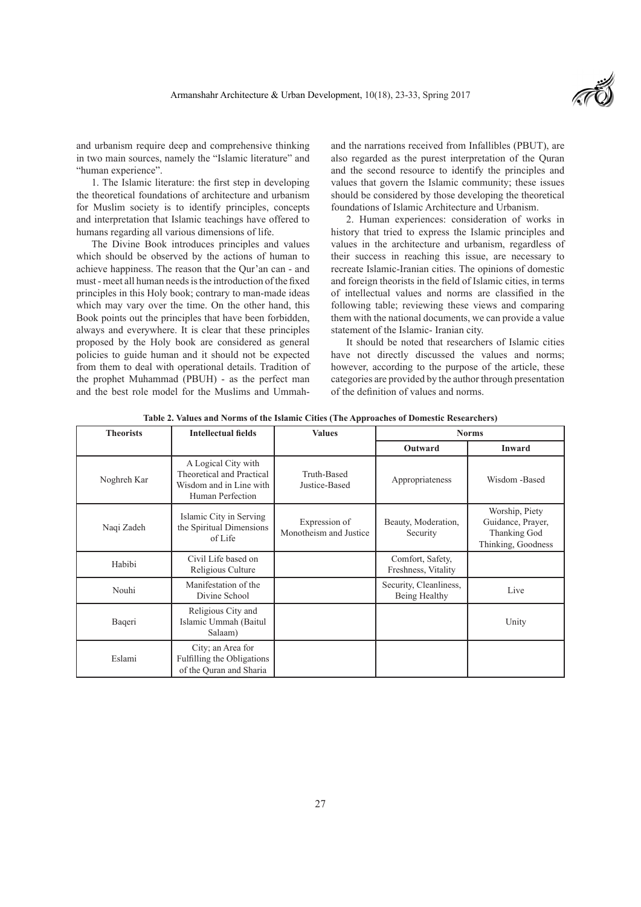and urbanism require deep and comprehensive thinking in two main sources, namely the "Islamic literature" and "human experience".

1. The Islamic literature: the first step in developing the theoretical foundations of architecture and urbanism for Muslim society is to identify principles, concepts and interpretation that Islamic teachings have offered to humans regarding all various dimensions of life.

The Divine Book introduces principles and values which should be observed by the actions of human to achieve happiness. The reason that the Qur'an can - and must - meet all human needs is the introduction of the fixed principles in this Holy book; contrary to man-made ideas which may vary over the time. On the other hand, this Book points out the principles that have been forbidden, always and everywhere. It is clear that these principles proposed by the Holy book are considered as general policies to guide human and it should not be expected from them to deal with operational details. Tradition of the prophet Muhammad (PBUH) - as the perfect man and the best role model for the Muslims and Ummah- and the narrations received from Infallibles (PBUT), are also regarded as the purest interpretation of the Quran and the second resource to identify the principles and values that govern the Islamic community; these issues should be considered by those developing the theoretical foundations of Islamic Architecture and Urbanism.

2. Human experiences: consideration of works in history that tried to express the Islamic principles and values in the architecture and urbanism, regardless of their success in reaching this issue, are necessary to recreate Islamic-Iranian cities. The opinions of domestic and foreign theorists in the field of Islamic cities, in terms of intellectual values and norms are classified in the following table; reviewing these views and comparing them with the national documents, we can provide a value statement of the Islamic- Iranian city.

It should be noted that researchers of Islamic cities have not directly discussed the values and norms; however, according to the purpose of the article, these categories are provided by the author through presentation of the definition of values and norms.

**Table 2. Values and Norms of the Islamic Cities (The Approaches of Domestic Researchers)**

| Theorists | Intellectual fields | Values | Norms | |
|---|---|---|---|---|
| | | | Outward | Inward |
| Noghreh Kar | A Logical City with Theoretical and Practical Wisdom and in Line with Human Perfection | Truth-Based Justice-Based | Appropriateness | Wisdom -Based |
| Naqi Zadeh | Islamic City in Serving the Spiritual Dimensions of Life | Expression of Monotheism and Justice | Beauty, Moderation, Security | Worship, Piety Guidance, Prayer, Thanking God Thinking, Goodness |
| Habibi | Civil Life based on Religious Culture | | Comfort, Safety, Freshness, Vitality | |
| Nouhi | Manifestation of the Divine School | | Security, Cleanliness, Being Healthy | Live |
| Baqeri | Religious City and Islamic Ummah (Baitul Salaam) | | | Unity |
| Eslami | City; an Area for Fulfilling the Obligations of the Quran and Sharia | | | |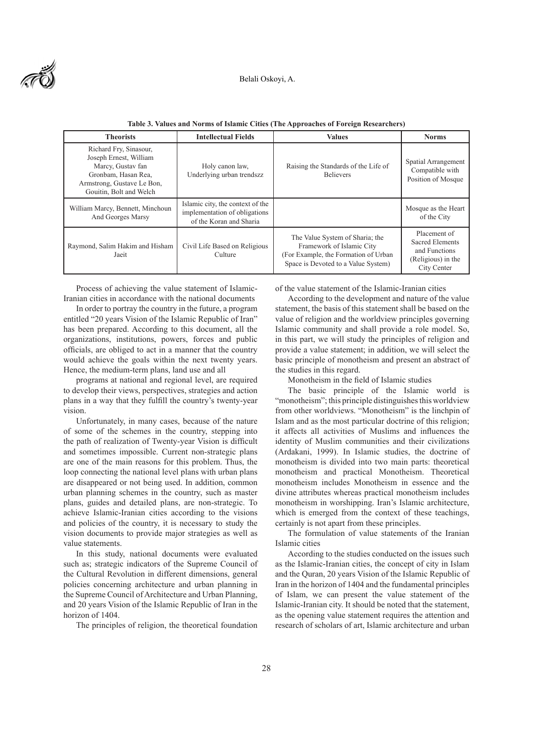**Table 3. Values and Norms of Islamic Cities (The Approaches of Foreign Researchers)**

| Theorists | Intellectual Fields | Values | Norms |
|---|---|---|---|
| Richard Fry, Sinasour, Joseph Ernest, William Marcy, Gustav fan Gronbam, Hasan Rea, Armstrong, Gustave Le Bon, Gouitin, Bolt and Welch | Holy canon law, Underlying urban trendszz | Raising the Standards of the Life of Believers | Spatial Arrangement Compatible with Position of Mosque |
| William Marcy, Bennett, Minchoun And Georges Marsy | Islamic city, the context of the implementation of obligations of the Koran and Sharia | | Mosque as the Heart of the City |
| Raymond, Salim Hakim and Hisham Jaeit | Civil Life Based on Religious Culture | The Value System of Sharia; the Framework of Islamic City (For Example, the Formation of Urban Space is Devoted to a Value System) | Placement of Sacred Elements and Functions (Religious) in the City Center |

Process of achieving the value statement of Islamic-Iranian cities in accordance with the national documents

In order to portray the country in the future, a program entitled "20 years Vision of the Islamic Republic of Iran" has been prepared. According to this document, all the organizations, institutions, powers, forces and public officials, are obliged to act in a manner that the country would achieve the goals within the next twenty years. Hence, the medium-term plans, land use and all

programs at national and regional level, are required to develop their views, perspectives, strategies and action plans in a way that they fulfill the country's twenty-year vision.

Unfortunately, in many cases, because of the nature of some of the schemes in the country, stepping into the path of realization of Twenty-year Vision is difficult and sometimes impossible. Current non-strategic plans are one of the main reasons for this problem. Thus, the loop connecting the national level plans with urban plans are disappeared or not being used. In addition, common urban planning schemes in the country, such as master plans, guides and detailed plans, are non-strategic. To achieve Islamic-Iranian cities according to the visions and policies of the country, it is necessary to study the vision documents to provide major strategies as well as value statements.

In this study, national documents were evaluated such as; strategic indicators of the Supreme Council of the Cultural Revolution in different dimensions, general policies concerning architecture and urban planning in the Supreme Council of Architecture and Urban Planning, and 20 years Vision of the Islamic Republic of Iran in the horizon of 1404.

The principles of religion, the theoretical foundation of the value statement of the Islamic-Iranian cities

According to the development and nature of the value statement, the basis of this statement shall be based on the value of religion and the worldview principles governing Islamic community and shall provide a role model. So, in this part, we will study the principles of religion and provide a value statement; in addition, we will select the basic principle of monotheism and present an abstract of the studies in this regard.

Monotheism in the field of Islamic studies

The basic principle of the Islamic world is "monotheism"; this principle distinguishes this worldview from other worldviews. "Monotheism" is the linchpin of Islam and as the most particular doctrine of this religion; it affects all activities of Muslims and influences the identity of Muslim communities and their civilizations (Ardakani, 1999). In Islamic studies, the doctrine of monotheism is divided into two main parts: theoretical monotheism and practical Monotheism. Theoretical monotheism includes Monotheism in essence and the divine attributes whereas practical monotheism includes monotheism in worshipping. Iran's Islamic architecture, which is emerged from the context of these teachings, certainly is not apart from these principles.

The formulation of value statements of the Iranian Islamic cities

According to the studies conducted on the issues such as the Islamic-Iranian cities, the concept of city in Islam and the Quran, 20 years Vision of the Islamic Republic of Iran in the horizon of 1404 and the fundamental principles of Islam, we can present the value statement of the Islamic-Iranian city. It should be noted that the statement, as the opening value statement requires the attention and research of scholars of art, Islamic architecture and urban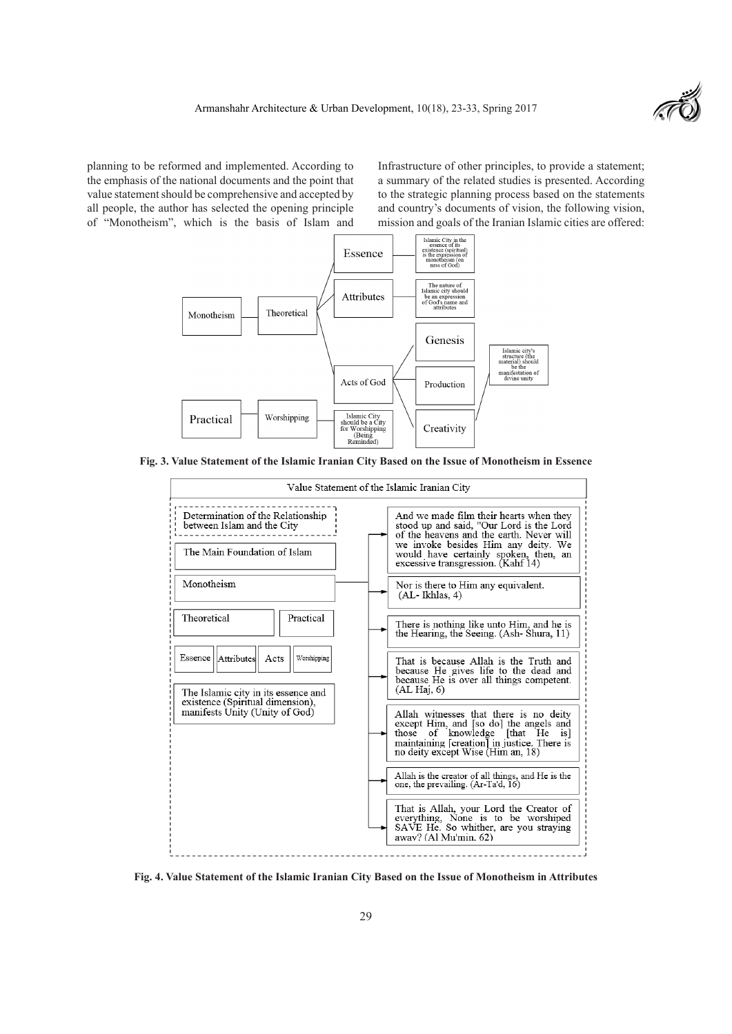planning to be reformed and implemented. According to the emphasis of the national documents and the point that value statement should be comprehensive and accepted by all people, the author has selected the opening principle of "Monotheism", which is the basis of Islam and Infrastructure of other principles, to provide a statement; a summary of the related studies is presented. According to the strategic planning process based on the statements and country's documents of vision, the following vision, mission and goals of the Iranian Islamic cities are offered:

- Monotheism
  - Theoretical
    - Essence — Islamic City in the essence of its existence (spiritual) is the expression of monotheism (oneness of God)
    - Attributes — The nature of Islamic city should be an expression of God's name and attributes
    - Acts of God
      - Genesis
      - Production
      - Creativity
      - Islamic city's structure (the material) should be the manifestation of divine unity
- Practical
  - Worshipping — Islamic City should be a City for Worshipping (Being Reminded)

**Fig. 3. Value Statement of the Islamic Iranian City Based on the Issue of Monotheism in Essence**

**Value Statement of the Islamic Iranian City**

- Determination of the Relationship between Islam and the City
- The Main Foundation of Islam
- Monotheism
- Theoretical | Practical
- Essence | Attributes | Acts | Worshipping
- The Islamic city in its essence and existence (Spiritual dimension), manifests Unity (Unity of God)

Monotheism →

- And we made film their hearts when they stood up and said, "Our Lord is the Lord of the heavens and the earth. Never will we invoke besides Him any deity. We would have certainly spoken, then, an excessive transgression. (Kahf 14)
- Nor is there to Him any equivalent. (AL- Ikhlas, 4)
- There is nothing like unto Him, and he is the Hearing, the Seeing. (Ash- Shura, 11)
- That is because Allah is the Truth and because He gives life to the dead and because He is over all things competent. (AL Haj, 6)
- Allah witnesses that there is no deity except Him, and [so do] the angels and those of knowledge [that He is] maintaining [creation] in justice. There is no deity except Wise (Him an, 18)
- Allah is the creator of all things, and He is the one, the prevailing. (Ar-Ta'd, 16)
- That is Allah, your Lord the Creator of everything, None is to be worshiped SAVE He. So whither, are you straying away? (Al Mu'min, 62)

**Fig. 4. Value Statement of the Islamic Iranian City Based on the Issue of Monotheism in Attributes**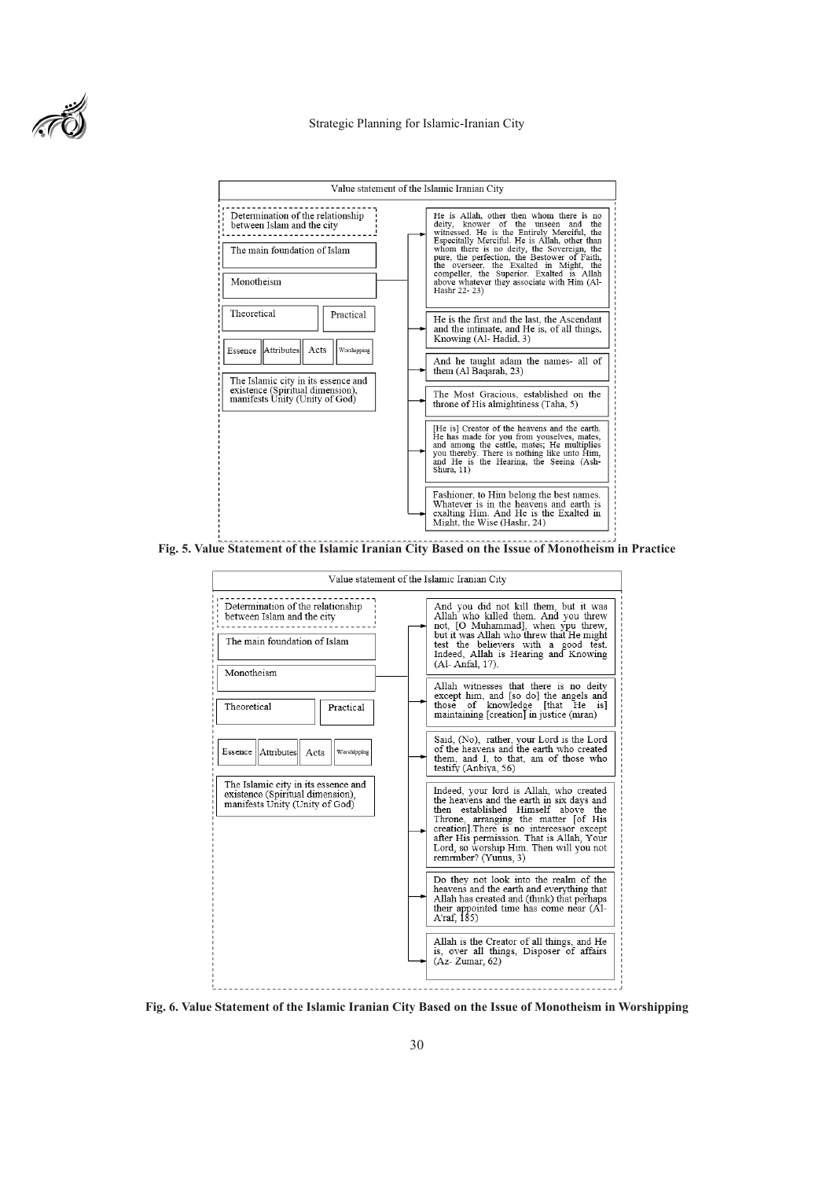Value statement of the Islamic Iranian City

Determination of the relationship between Islam and the city

The main foundation of Islam

Monotheism

Theoretical | Practical

Essence | Attributes | Acts | Worshipping

The Islamic city in its essence and existence (Spiritual dimension), manifests Unity (Unity of God)

- He is Allah, other then whom there is no deity, knower of the unseen and the witnessed. He is the Entirely Merciful, the Especially Merciful. He is Allah, other than whom there is no deity, the Sovereign, the pure, the perfection, the Bestower of Faith, the overseer, the Exalted in Might, the compeller, the Superior. Exalted is Allah above whatever they associate with Him (Al-Hashr 22- 23)
- He is the first and the last, the Ascendant and the intimate, and He is, of all things, Knowing (Al- Hadid, 3)
- And he taught adam the names- all of them (Al Baqarah, 23)
- The Most Gracious, established on the throne of His almightiness (Taha, 5)
- [He is] Creator of the heavens and the earth. He has made for you from youselves, mates, and among the cattle, mates; He multiplies you thereby. There is nothing like unto Him, and He is the Hearing, the Seeing (Ash-Shura, 11)
- Fashioner, to Him belong the best names. Whatever is in the heavens and earth is exalting Him. And He is the Exalted in Might, the Wise (Hashr, 24)

**Fig. 5. Value Statement of the Islamic Iranian City Based on the Issue of Monotheism in Practice**

Value statement of the Islamic Iranian City

Determination of the relationship between Islam and the city

The main foundation of Islam

Monotheism

Theoretical | Practical

Essence | Attributes | Acts | Worshipping

The Islamic city in its essence and existence (Spiritual dimension), manifests Unity (Unity of God)

- And you did not kill them, but it was Allah who killed them. And you threw not, [O Muhammad], when ypu threw, but it was Allah who threw that He might test the believers with a good test. Indeed, Allah is Hearing and Knowing (Al- Anfal, 17).
- Allah witnesses that there is no deity except him, and [so do] the angels and those of knowledge [that He is] maintaining [creation] in justice (mran)
- Said, (No), rather, your Lord is the Lord of the heavens and the earth who created them, and I, to that, am of those who testify (Anbiya, 56)
- Indeed, your lord is Allah, who created the heavens and the earth in six days and then established Himself above the Throne, arranging the matter [of His creation].There is no intercessor except after His permission. That is Allah, Your Lord, so worship Him. Then will you not remrmber? (Yunus, 3)
- Do they not look into the realm of the heavens and the earth and everything that Allah has created and (think) that perhaps their appointed time has come near (Al-A'raf, 185)
- Allah is the Creator of all things, and He is, over all things, Disposer of affairs (Az- Zumar, 62)

**Fig. 6. Value Statement of the Islamic Iranian City Based on the Issue of Monotheism in Worshipping**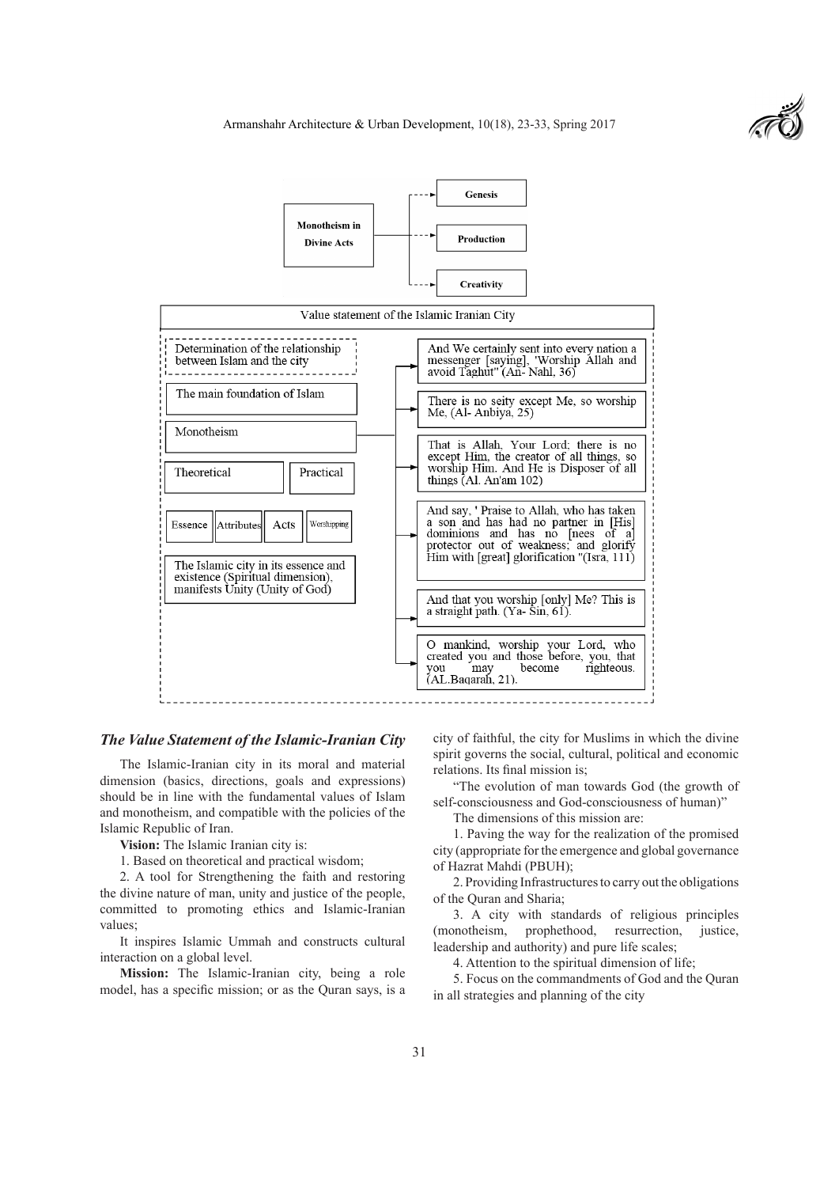Monotheism in Divine Acts

- Genesis
- Production
- Creativity

Value statement of the Islamic Iranian City

Determination of the relationship between Islam and the city

The main foundation of Islam

Monotheism

Theoretical | Practical

Essence | Attributes | Acts | Worshipping

The Islamic city in its essence and existence (Spiritual dimension), manifests Unity (Unity of God)

- And We certainly sent into every nation a messenger [saying], 'Worship Allah and avoid Taghut" (An- Nahl, 36)
- There is no seity except Me, so worship Me, (Al- Anbiya, 25)
- That is Allah, Your Lord; there is no except Him, the creator of all things, so worship Him. And He is Disposer of all things (Al. An'am 102)
- And say, ' Praise to Allah, who has taken a son and has had no partner in [His] dominions and has no [nees of a] protector out of weakness; and glorify Him with [great] glorification "(Isra, 111)
- And that you worship [only] Me? This is a straight path. (Ya- Sin, 61).
- O mankind, worship your Lord, who created you and those before, you, that you may become righteous. (AL.Baqarah, 21).

### *The Value Statement of the Islamic-Iranian City*

The Islamic-Iranian city in its moral and material dimension (basics, directions, goals and expressions) should be in line with the fundamental values of Islam and monotheism, and compatible with the policies of the Islamic Republic of Iran.

**Vision:** The Islamic Iranian city is:

1. Based on theoretical and practical wisdom;

2. A tool for Strengthening the faith and restoring the divine nature of man, unity and justice of the people, committed to promoting ethics and Islamic-Iranian values;

It inspires Islamic Ummah and constructs cultural interaction on a global level.

**Mission:** The Islamic-Iranian city, being a role model, has a specific mission; or as the Quran says, is a city of faithful, the city for Muslims in which the divine spirit governs the social, cultural, political and economic relations. Its final mission is;

"The evolution of man towards God (the growth of self-consciousness and God-consciousness of human)"

The dimensions of this mission are:

1. Paving the way for the realization of the promised city (appropriate for the emergence and global governance of Hazrat Mahdi (PBUH);

2. Providing Infrastructures to carry out the obligations of the Quran and Sharia;

3. A city with standards of religious principles (monotheism, prophethood, resurrection, justice, leadership and authority) and pure life scales;

4. Attention to the spiritual dimension of life;

5. Focus on the commandments of God and the Quran in all strategies and planning of the city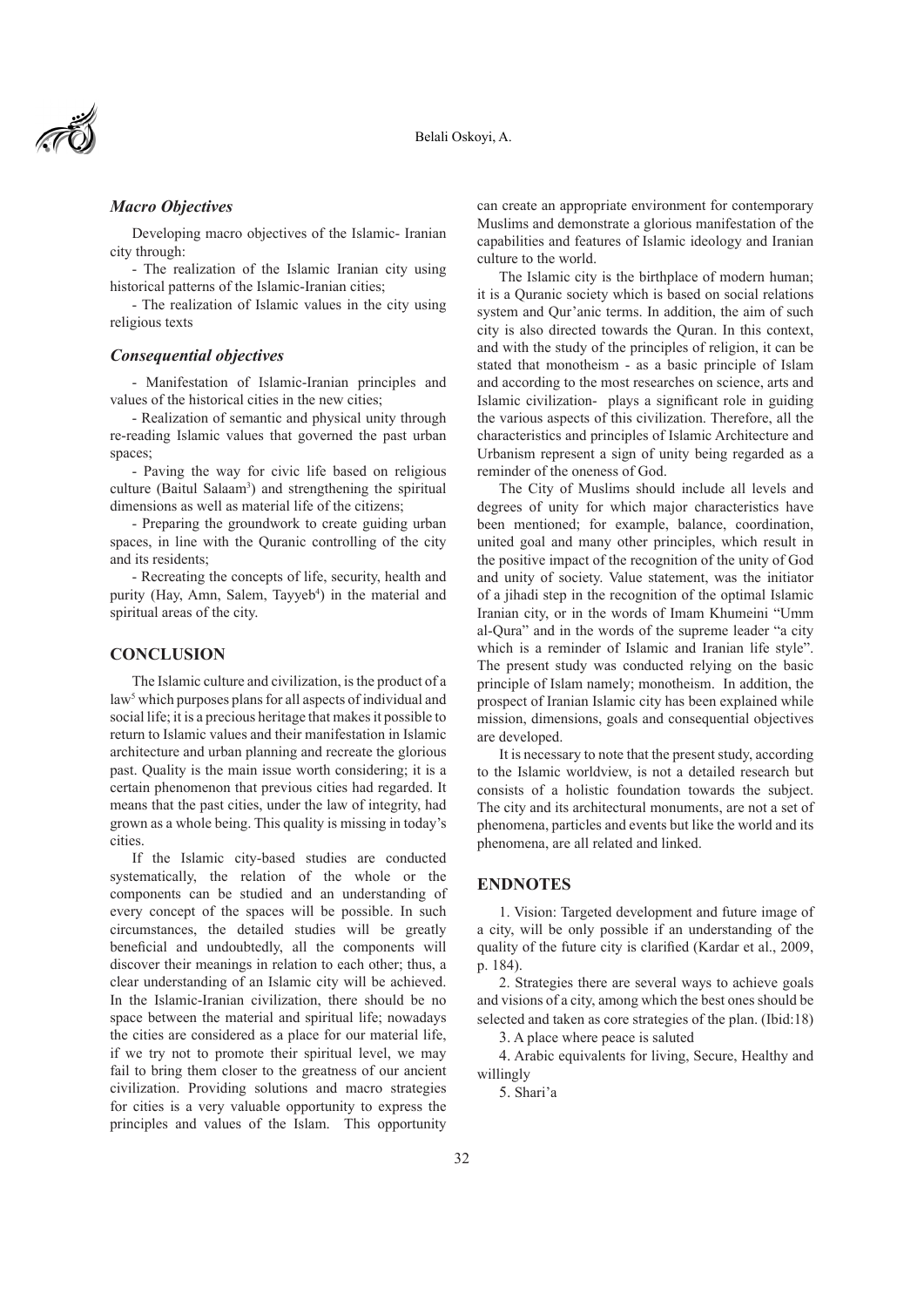### *Macro Objectives*

Developing macro objectives of the Islamic- Iranian city through:

- The realization of the Islamic Iranian city using historical patterns of the Islamic-Iranian cities;

- The realization of Islamic values in the city using religious texts

### *Consequential objectives*

- Manifestation of Islamic-Iranian principles and values of the historical cities in the new cities;

- Realization of semantic and physical unity through re-reading Islamic values that governed the past urban spaces;

- Paving the way for civic life based on religious culture (Baitul Salaam[3]) and strengthening the spiritual dimensions as well as material life of the citizens;

- Preparing the groundwork to create guiding urban spaces, in line with the Quranic controlling of the city and its residents;

- Recreating the concepts of life, security, health and purity (Hay, Amn, Salem, Tayyeb[4]) in the material and spiritual areas of the city.

## CONCLUSION

The Islamic culture and civilization, is the product of a law[5] which purposes plans for all aspects of individual and social life; it is a precious heritage that makes it possible to return to Islamic values and their manifestation in Islamic architecture and urban planning and recreate the glorious past. Quality is the main issue worth considering; it is a certain phenomenon that previous cities had regarded. It means that the past cities, under the law of integrity, had grown as a whole being. This quality is missing in today's cities.

If the Islamic city-based studies are conducted systematically, the relation of the whole or the components can be studied and an understanding of every concept of the spaces will be possible. In such circumstances, the detailed studies will be greatly beneficial and undoubtedly, all the components will discover their meanings in relation to each other; thus, a clear understanding of an Islamic city will be achieved. In the Islamic-Iranian civilization, there should be no space between the material and spiritual life; nowadays the cities are considered as a place for our material life, if we try not to promote their spiritual level, we may fail to bring them closer to the greatness of our ancient civilization. Providing solutions and macro strategies for cities is a very valuable opportunity to express the principles and values of the Islam. This opportunity can create an appropriate environment for contemporary Muslims and demonstrate a glorious manifestation of the capabilities and features of Islamic ideology and Iranian culture to the world.

The Islamic city is the birthplace of modern human; it is a Quranic society which is based on social relations system and Qur'anic terms. In addition, the aim of such city is also directed towards the Quran. In this context, and with the study of the principles of religion, it can be stated that monotheism - as a basic principle of Islam and according to the most researches on science, arts and Islamic civilization- plays a significant role in guiding the various aspects of this civilization. Therefore, all the characteristics and principles of Islamic Architecture and Urbanism represent a sign of unity being regarded as a reminder of the oneness of God.

The City of Muslims should include all levels and degrees of unity for which major characteristics have been mentioned; for example, balance, coordination, united goal and many other principles, which result in the positive impact of the recognition of the unity of God and unity of society. Value statement, was the initiator of a jihadi step in the recognition of the optimal Islamic Iranian city, or in the words of Imam Khumeini "Umm al-Qura" and in the words of the supreme leader "a city which is a reminder of Islamic and Iranian life style". The present study was conducted relying on the basic principle of Islam namely; monotheism. In addition, the prospect of Iranian Islamic city has been explained while mission, dimensions, goals and consequential objectives are developed.

It is necessary to note that the present study, according to the Islamic worldview, is not a detailed research but consists of a holistic foundation towards the subject. The city and its architectural monuments, are not a set of phenomena, particles and events but like the world and its phenomena, are all related and linked.

## ENDNOTES

1. Vision: Targeted development and future image of a city, will be only possible if an understanding of the quality of the future city is clarified (Kardar et al., 2009, p. 184).

2. Strategies there are several ways to achieve goals and visions of a city, among which the best ones should be selected and taken as core strategies of the plan. (Ibid:18)

3. A place where peace is saluted

4. Arabic equivalents for living, Secure, Healthy and willingly

5. Shari'a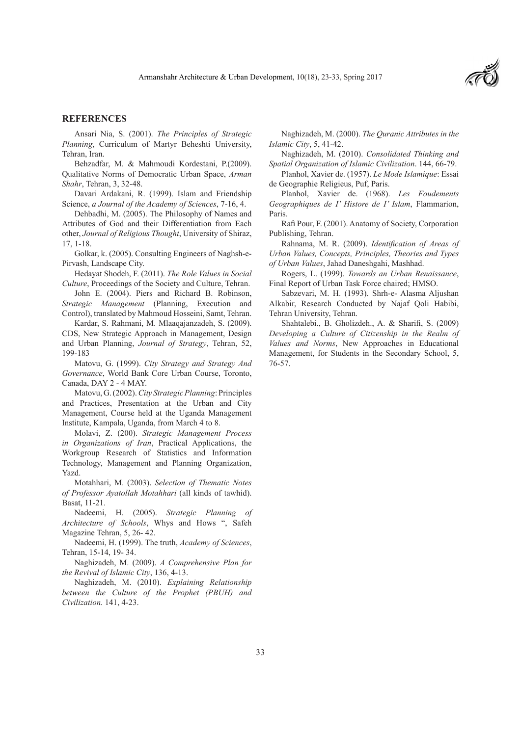## REFERENCES

Ansari Nia, S. (2001). *The Principles of Strategic Planning*, Curriculum of Martyr Beheshti University, Tehran, Iran.

Behzadfar, M. & Mahmoudi Kordestani, P.(2009). Qualitative Norms of Democratic Urban Space, *Arman Shahr*, Tehran, 3, 32-48.

Davari Ardakani, R. (1999). Islam and Friendship Science, *a Journal of the Academy of Sciences*, 7-16, 4.

Dehbadhi, M. (2005). The Philosophy of Names and Attributes of God and their Differentiation from Each other, *Journal of Religious Thought*, University of Shiraz, 17, 1-18.

Golkar, k. (2005). Consulting Engineers of Naghsh-e-Pirvash, Landscape City.

Hedayat Shodeh, F. (2011). *The Role Values in Social Culture*, Proceedings of the Society and Culture, Tehran.

John E. (2004). Piers and Richard B. Robinson, *Strategic Management* (Planning, Execution and Control), translated by Mahmoud Hosseini, Samt, Tehran.

Kardar, S. Rahmani, M. Mlaaqajanzadeh, S. (2009). CDS, New Strategic Approach in Management, Design and Urban Planning, *Journal of Strategy*, Tehran, 52, 199-183

Matovu, G. (1999). *City Strategy and Strategy And Governance*, World Bank Core Urban Course, Toronto, Canada, DAY 2 - 4 MAY.

Matovu, G. (2002). *City Strategic Planning*: Principles and Practices, Presentation at the Urban and City Management, Course held at the Uganda Management Institute, Kampala, Uganda, from March 4 to 8.

Molavi, Z. (200). *Strategic Management Process in Organizations of Iran*, Practical Applications, the Workgroup Research of Statistics and Information Technology, Management and Planning Organization, Yazd.

Motahhari, M. (2003). *Selection of Thematic Notes of Professor Ayatollah Motahhari* (all kinds of tawhid). Basat, 11-21.

Nadeemi, H. (2005). *Strategic Planning of Architecture of Schools*, Whys and Hows ", Safeh Magazine Tehran, 5, 26- 42.

Nadeemi, H. (1999). The truth, *Academy of Sciences*, Tehran, 15-14, 19- 34.

Naghizadeh, M. (2009). *A Comprehensive Plan for the Revival of Islamic City*, 136, 4-13.

Naghizadeh, M. (2010). *Explaining Relationship between the Culture of the Prophet (PBUH) and Civilization.* 141, 4-23.

Naghizadeh, M. (2000). *The Quranic Attributes in the Islamic City*, 5, 41-42.

Naghizadeh, M. (2010). *Consolidated Thinking and Spatial Organization of Islamic Civilization*. 144, 66-79.

Planhol, Xavier de. (1957). *Le Mode Islamique*: Essai de Geographie Religieus, Puf, Paris.

Planhol, Xavier de. (1968). *Les Foudements Geographiques de I' Histore de I' Islam*, Flammarion, Paris.

Rafi Pour, F. (2001). Anatomy of Society, Corporation Publishing, Tehran.

Rahnama, M. R. (2009). *Identification of Areas of Urban Values, Concepts, Principles, Theories and Types of Urban Values*, Jahad Daneshgahi, Mashhad.

Rogers, L. (1999). *Towards an Urban Renaissance*, Final Report of Urban Task Force chaired; HMSO.

Sabzevari, M. H. (1993). Shrh-e- Alasma Aljushan Alkabir, Research Conducted by Najaf Qoli Habibi, Tehran University, Tehran.

Shahtalebi., B. Gholizdeh., A. & Sharifi, S. (2009) *Developing a Culture of Citizenship in the Realm of Values and Norms*, New Approaches in Educational Management, for Students in the Secondary School, 5, 76-57.